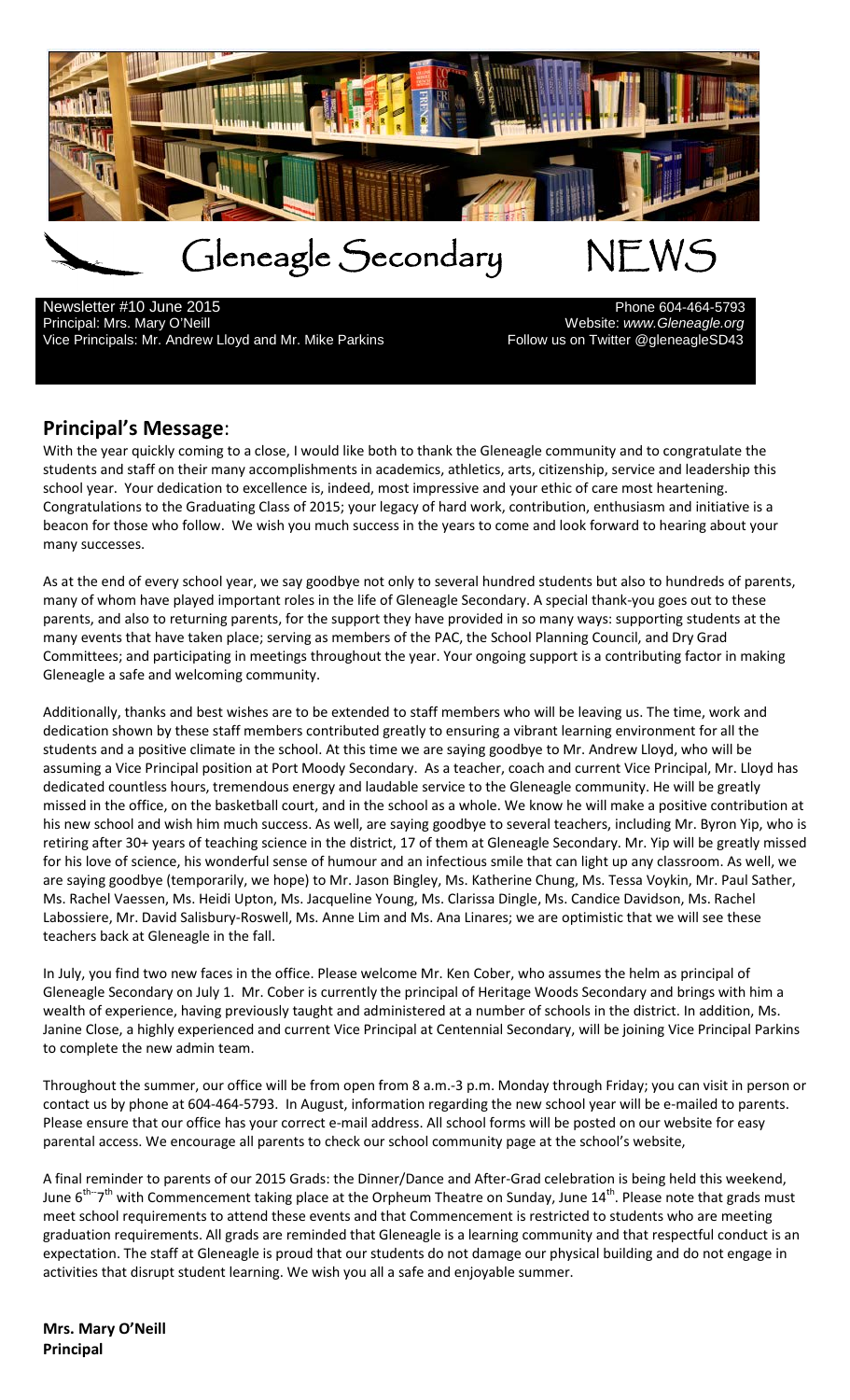# Gleneagle Secondary NEWS

Newsletter #10 June 2015
Principal: Mrs. Mary O'Neill
Vice Principals: Mr. Andrew Lloyd and Mr. Mike Parkins

Phone 604-464-5793
Website: *www.Gleneagle.org*
Follow us on Twitter @gleneagleSD43

## Principal's Message:

With the year quickly coming to a close, I would like both to thank the Gleneagle community and to congratulate the students and staff on their many accomplishments in academics, athletics, arts, citizenship, service and leadership this school year. Your dedication to excellence is, indeed, most impressive and your ethic of care most heartening. Congratulations to the Graduating Class of 2015; your legacy of hard work, contribution, enthusiasm and initiative is a beacon for those who follow. We wish you much success in the years to come and look forward to hearing about your many successes.

As at the end of every school year, we say goodbye not only to several hundred students but also to hundreds of parents, many of whom have played important roles in the life of Gleneagle Secondary. A special thank-you goes out to these parents, and also to returning parents, for the support they have provided in so many ways: supporting students at the many events that have taken place; serving as members of the PAC, the School Planning Council, and Dry Grad Committees; and participating in meetings throughout the year. Your ongoing support is a contributing factor in making Gleneagle a safe and welcoming community.

Additionally, thanks and best wishes are to be extended to staff members who will be leaving us. The time, work and dedication shown by these staff members contributed greatly to ensuring a vibrant learning environment for all the students and a positive climate in the school. At this time we are saying goodbye to Mr. Andrew Lloyd, who will be assuming a Vice Principal position at Port Moody Secondary. As a teacher, coach and current Vice Principal, Mr. Lloyd has dedicated countless hours, tremendous energy and laudable service to the Gleneagle community. He will be greatly missed in the office, on the basketball court, and in the school as a whole. We know he will make a positive contribution at his new school and wish him much success. As well, are saying goodbye to several teachers, including Mr. Byron Yip, who is retiring after 30+ years of teaching science in the district, 17 of them at Gleneagle Secondary. Mr. Yip will be greatly missed for his love of science, his wonderful sense of humour and an infectious smile that can light up any classroom. As well, we are saying goodbye (temporarily, we hope) to Mr. Jason Bingley, Ms. Katherine Chung, Ms. Tessa Voykin, Mr. Paul Sather, Ms. Rachel Vaessen, Ms. Heidi Upton, Ms. Jacqueline Young, Ms. Clarissa Dingle, Ms. Candice Davidson, Ms. Rachel Labossiere, Mr. David Salisbury-Roswell, Ms. Anne Lim and Ms. Ana Linares; we are optimistic that we will see these teachers back at Gleneagle in the fall.

In July, you find two new faces in the office. Please welcome Mr. Ken Cober, who assumes the helm as principal of Gleneagle Secondary on July 1. Mr. Cober is currently the principal of Heritage Woods Secondary and brings with him a wealth of experience, having previously taught and administered at a number of schools in the district. In addition, Ms. Janine Close, a highly experienced and current Vice Principal at Centennial Secondary, will be joining Vice Principal Parkins to complete the new admin team.

Throughout the summer, our office will be from open from 8 a.m.-3 p.m. Monday through Friday; you can visit in person or contact us by phone at 604-464-5793. In August, information regarding the new school year will be e-mailed to parents. Please ensure that our office has your correct e-mail address. All school forms will be posted on our website for easy parental access. We encourage all parents to check our school community page at the school's website,

A final reminder to parents of our 2015 Grads: the Dinner/Dance and After-Grad celebration is being held this weekend, June 6th-7th with Commencement taking place at the Orpheum Theatre on Sunday, June 14th. Please note that grads must meet school requirements to attend these events and that Commencement is restricted to students who are meeting graduation requirements. All grads are reminded that Gleneagle is a learning community and that respectful conduct is an expectation. The staff at Gleneagle is proud that our students do not damage our physical building and do not engage in activities that disrupt student learning. We wish you all a safe and enjoyable summer.

**Mrs. Mary O'Neill**
**Principal**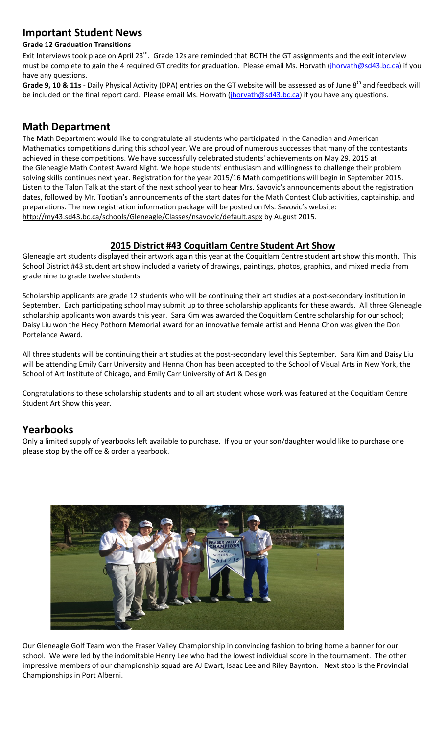## Important Student News

**Grade 12 Graduation Transitions**

Exit Interviews took place on April 23rd. Grade 12s are reminded that BOTH the GT assignments and the exit interview must be complete to gain the 4 required GT credits for graduation. Please email Ms. Horvath (jhorvath@sd43.bc.ca) if you have any questions.

**Grade 9, 10 & 11s** - Daily Physical Activity (DPA) entries on the GT website will be assessed as of June 8th and feedback will be included on the final report card. Please email Ms. Horvath (jhorvath@sd43.bc.ca) if you have any questions.

## Math Department

The Math Department would like to congratulate all students who participated in the Canadian and American Mathematics competitions during this school year. We are proud of numerous successes that many of the contestants achieved in these competitions. We have successfully celebrated students' achievements on May 29, 2015 at the Gleneagle Math Contest Award Night. We hope students' enthusiasm and willingness to challenge their problem solving skills continues next year. Registration for the year 2015/16 Math competitions will begin in September 2015. Listen to the Talon Talk at the start of the next school year to hear Mrs. Savovic's announcements about the registration dates, followed by Mr. Tootian's announcements of the start dates for the Math Contest Club activities, captainship, and preparations. The new registration information package will be posted on Ms. Savovic's website: http://my43.sd43.bc.ca/schools/Gleneagle/Classes/nsavovic/default.aspx by August 2015.

## 2015 District #43 Coquitlam Centre Student Art Show

Gleneagle art students displayed their artwork again this year at the Coquitlam Centre student art show this month. This School District #43 student art show included a variety of drawings, paintings, photos, graphics, and mixed media from grade nine to grade twelve students.

Scholarship applicants are grade 12 students who will be continuing their art studies at a post-secondary institution in September. Each participating school may submit up to three scholarship applicants for these awards. All three Gleneagle scholarship applicants won awards this year. Sara Kim was awarded the Coquitlam Centre scholarship for our school; Daisy Liu won the Hedy Pothorn Memorial award for an innovative female artist and Henna Chon was given the Don Portelance Award.

All three students will be continuing their art studies at the post-secondary level this September. Sara Kim and Daisy Liu will be attending Emily Carr University and Henna Chon has been accepted to the School of Visual Arts in New York, the School of Art Institute of Chicago, and Emily Carr University of Art & Design

Congratulations to these scholarship students and to all art student whose work was featured at the Coquitlam Centre Student Art Show this year.

## Yearbooks

Only a limited supply of yearbooks left available to purchase. If you or your son/daughter would like to purchase one please stop by the office & order a yearbook.

Our Gleneagle Golf Team won the Fraser Valley Championship in convincing fashion to bring home a banner for our school. We were led by the indomitable Henry Lee who had the lowest individual score in the tournament. The other impressive members of our championship squad are AJ Ewart, Isaac Lee and Riley Baynton. Next stop is the Provincial Championships in Port Alberni.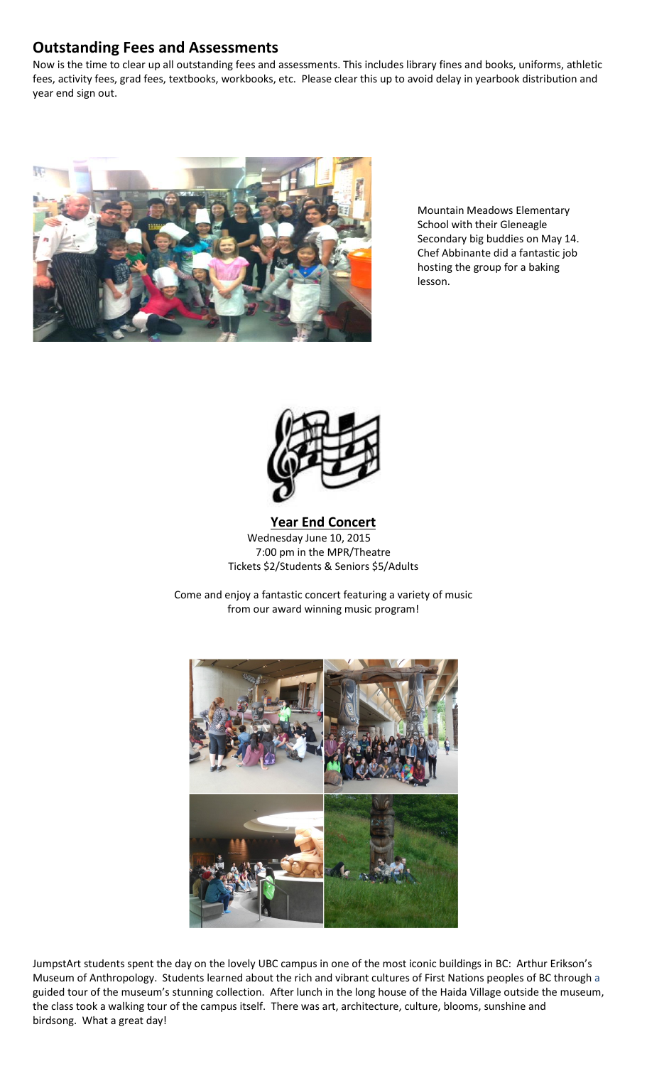## Outstanding Fees and Assessments

Now is the time to clear up all outstanding fees and assessments. This includes library fines and books, uniforms, athletic fees, activity fees, grad fees, textbooks, workbooks, etc. Please clear this up to avoid delay in yearbook distribution and year end sign out.

Mountain Meadows Elementary School with their Gleneagle Secondary big buddies on May 14. Chef Abbinante did a fantastic job hosting the group for a baking lesson.

**Year End Concert**

Wednesday June 10, 2015
7:00 pm in the MPR/Theatre
Tickets $2/Students & Seniors $5/Adults

Come and enjoy a fantastic concert featuring a variety of music from our award winning music program!

JumpstArt students spent the day on the lovely UBC campus in one of the most iconic buildings in BC: Arthur Erikson's Museum of Anthropology. Students learned about the rich and vibrant cultures of First Nations peoples of BC through a guided tour of the museum's stunning collection. After lunch in the long house of the Haida Village outside the museum, the class took a walking tour of the campus itself. There was art, architecture, culture, blooms, sunshine and birdsong. What a great day!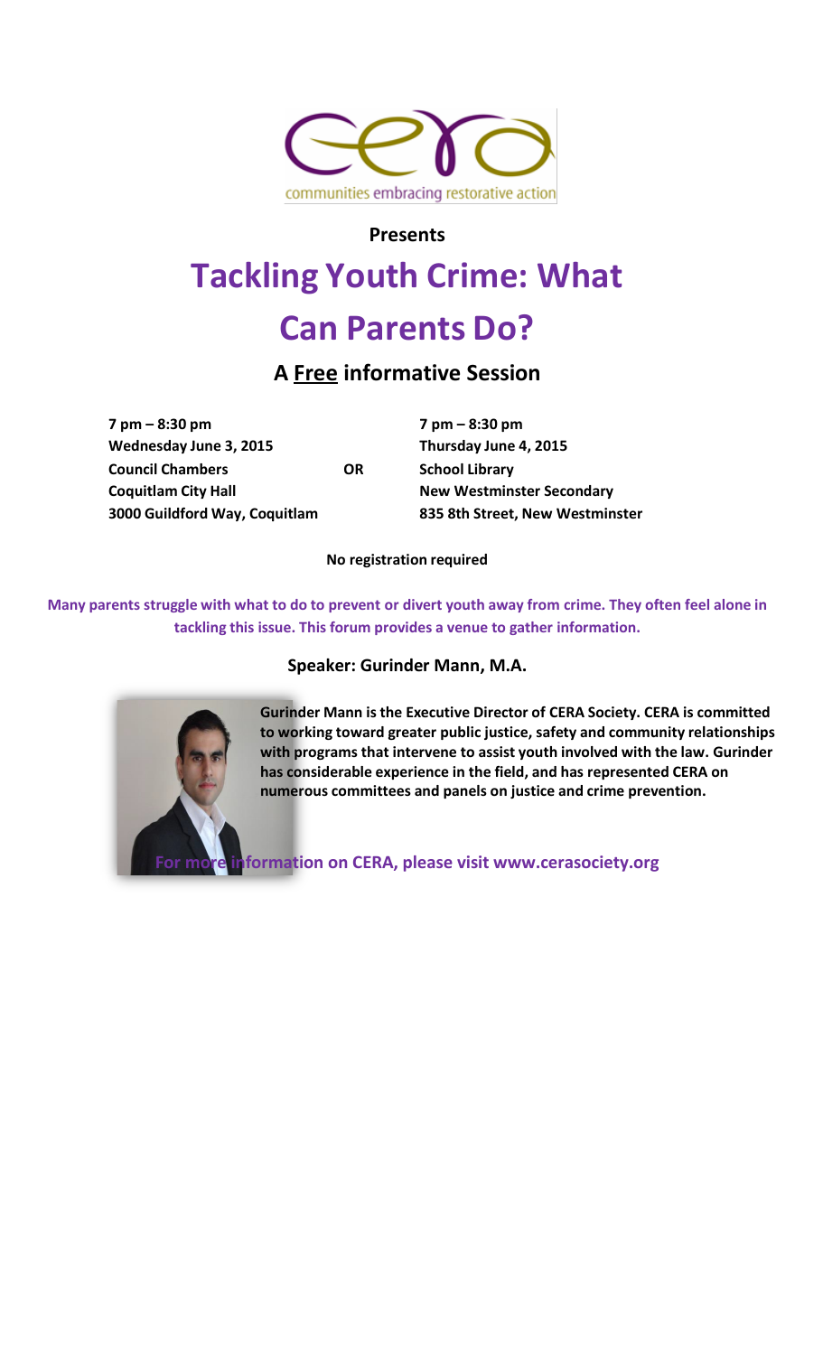communities embracing restorative action

**Presents**

# Tackling Youth Crime: What Can Parents Do?

## A Free informative Session

| **7 pm – 8:30 pm** | | **7 pm – 8:30 pm** |
|---|---|---|
| **Wednesday June 3, 2015** | | **Thursday June 4, 2015** |
| **Council Chambers** | **OR** | **School Library** |
| **Coquitlam City Hall** | | **New Westminster Secondary** |
| **3000 Guildford Way, Coquitlam** | | **835 8th Street, New Westminster** |

**No registration required**

**Many parents struggle with what to do to prevent or divert youth away from crime. They often feel alone in tackling this issue. This forum provides a venue to gather information.**

**Speaker: Gurinder Mann, M.A.**

**Gurinder Mann is the Executive Director of CERA Society. CERA is committed to working toward greater public justice, safety and community relationships with programs that intervene to assist youth involved with the law. Gurinder has considerable experience in the field, and has represented CERA on numerous committees and panels on justice and crime prevention.**

**For more information on CERA, please visit www.cerasociety.org**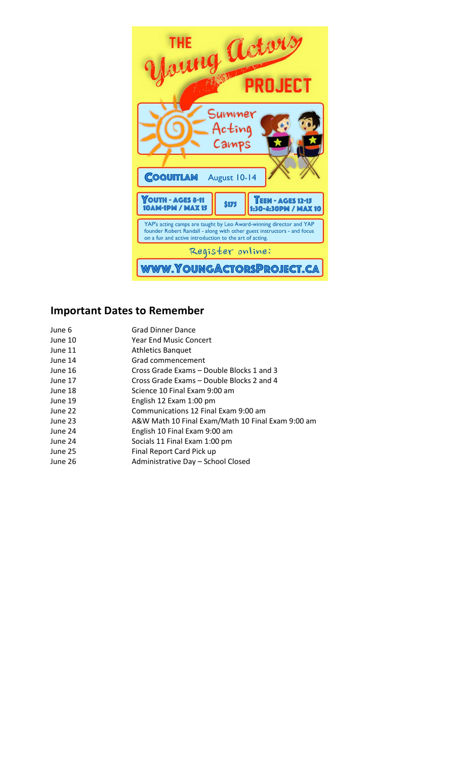THE Young Actors PROJECT

Summer Acting Camps

COQUITLAM August 10-14

YOUTH - AGES 8-11
10AM-1PM / MAX 15

$175

TEEN - AGES 12-15
1:30-4:30PM / MAX 10

YAP's acting camps are taught by Leo Award-winning director and YAP founder Robert Randall - along with other guest instructors - and focus on a fun and active introduction to the art of acting.

Register online:

WWW.YOUNGACTORSPROJECT.CA

## Important Dates to Remember

| | |
|---|---|
| June 6 | Grad Dinner Dance |
| June 10 | Year End Music Concert |
| June 11 | Athletics Banquet |
| June 14 | Grad commencement |
| June 16 | Cross Grade Exams – Double Blocks 1 and 3 |
| June 17 | Cross Grade Exams – Double Blocks 2 and 4 |
| June 18 | Science 10 Final Exam 9:00 am |
| June 19 | English 12 Exam 1:00 pm |
| June 22 | Communications 12 Final Exam 9:00 am |
| June 23 | A&W Math 10 Final Exam/Math 10 Final Exam 9:00 am |
| June 24 | English 10 Final Exam 9:00 am |
| June 24 | Socials 11 Final Exam 1:00 pm |
| June 25 | Final Report Card Pick up |
| June 26 | Administrative Day – School Closed |